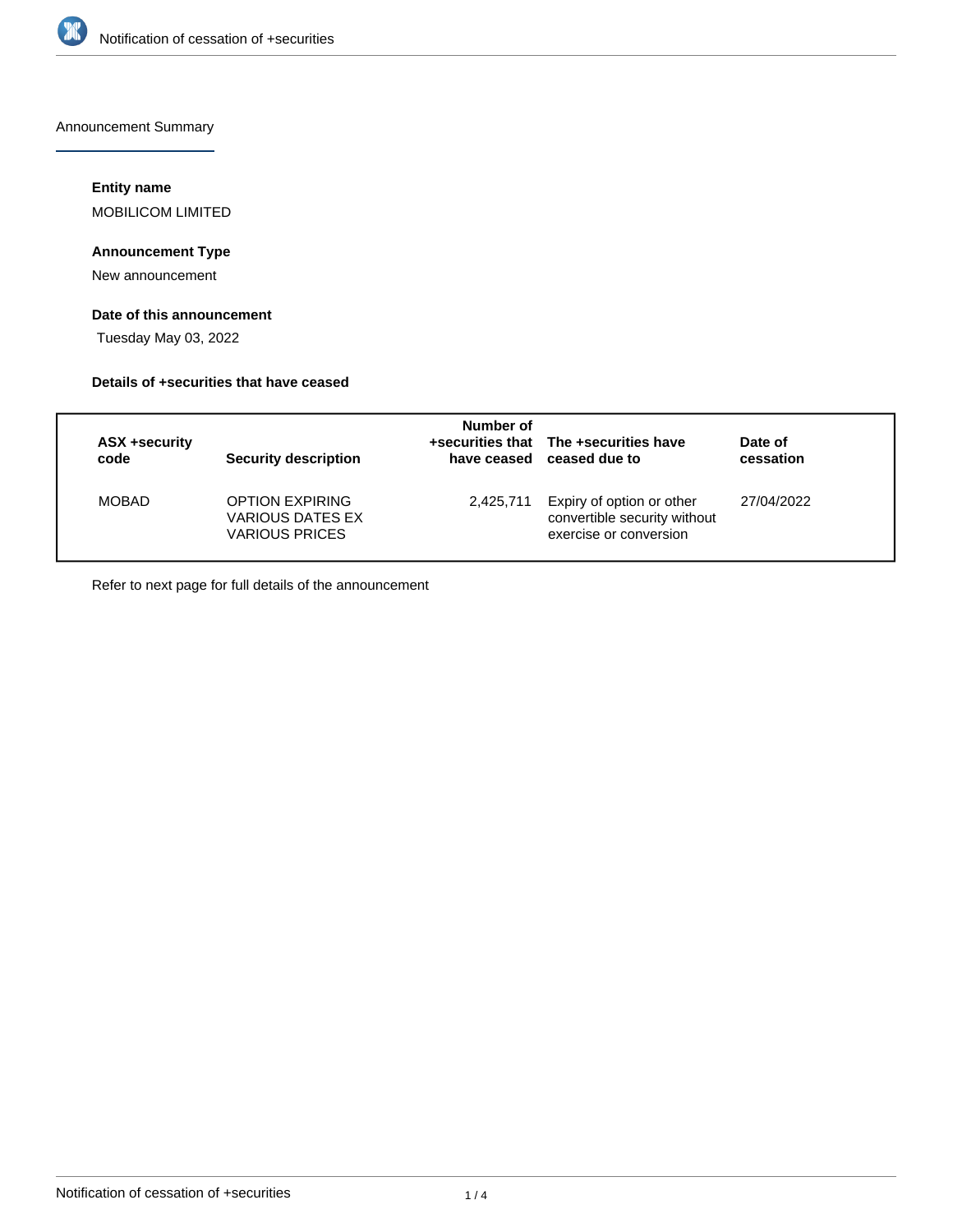## Announcement Summary

### Entity name

MOBILICOM LIMITED

### Announcement Type

New announcement

### Date of this announcement

Tuesday May 03, 2022

### Details of +securities that have ceased

| ASX +security code | Security description | Number of +securities that have ceased | The +securities have ceased due to | Date of cessation |
| --- | --- | --- | --- | --- |
| MOBAD | OPTION EXPIRING VARIOUS DATES EX VARIOUS PRICES | 2,425,711 | Expiry of option or other convertible security without exercise or conversion | 27/04/2022 |

Refer to next page for full details of the announcement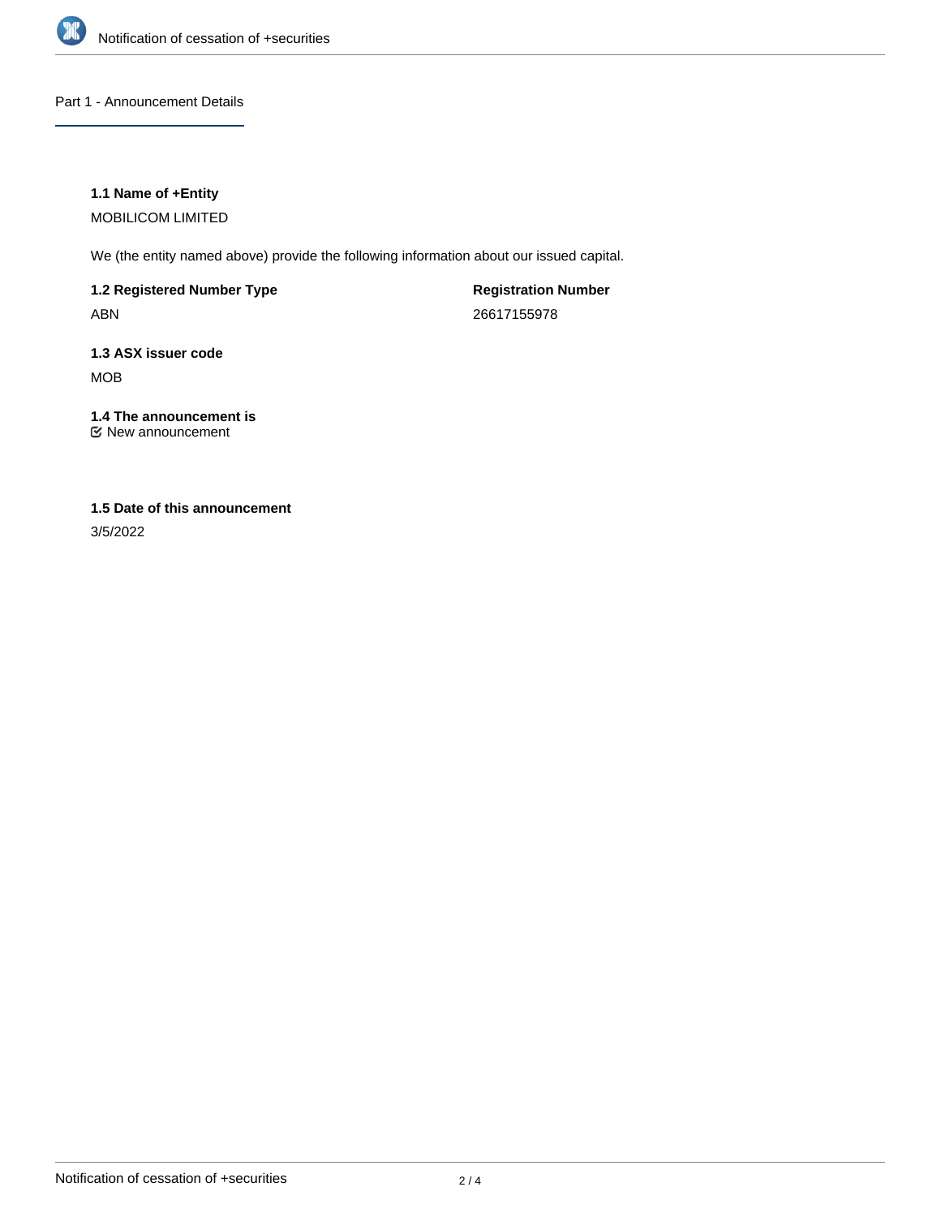Part 1 - Announcement Details

**1.1 Name of +Entity**

MOBILICOM LIMITED

We (the entity named above) provide the following information about our issued capital.

**1.2 Registered Number Type**

ABN

**Registration Number**

26617155978

**1.3 ASX issuer code**

MOB

**1.4 The announcement is**

New announcement

**1.5 Date of this announcement**

3/5/2022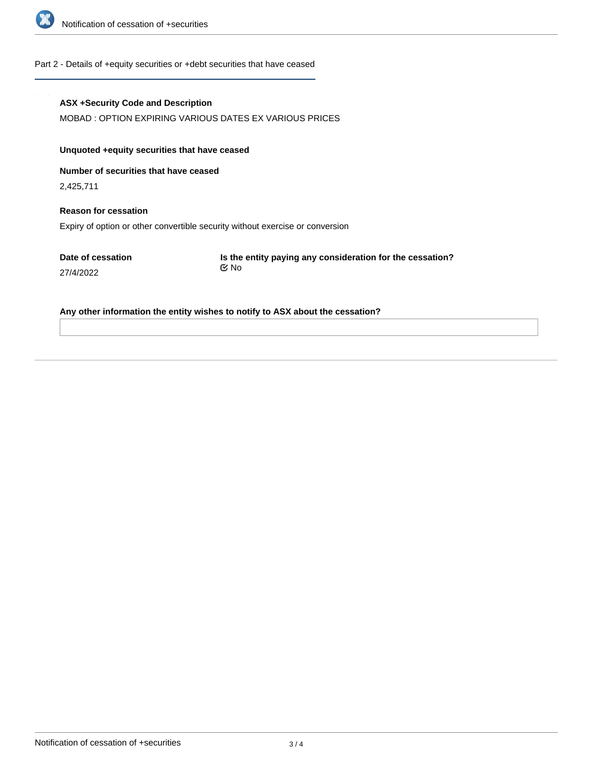## Part 2 - Details of +equity securities or +debt securities that have ceased

**ASX +Security Code and Description**

MOBAD : OPTION EXPIRING VARIOUS DATES EX VARIOUS PRICES

**Unquoted +equity securities that have ceased**

**Number of securities that have ceased**

2,425,711

**Reason for cessation**

Expiry of option or other convertible security without exercise or conversion

**Date of cessation**

27/4/2022

**Is the entity paying any consideration for the cessation?**

No

**Any other information the entity wishes to notify to ASX about the cessation?**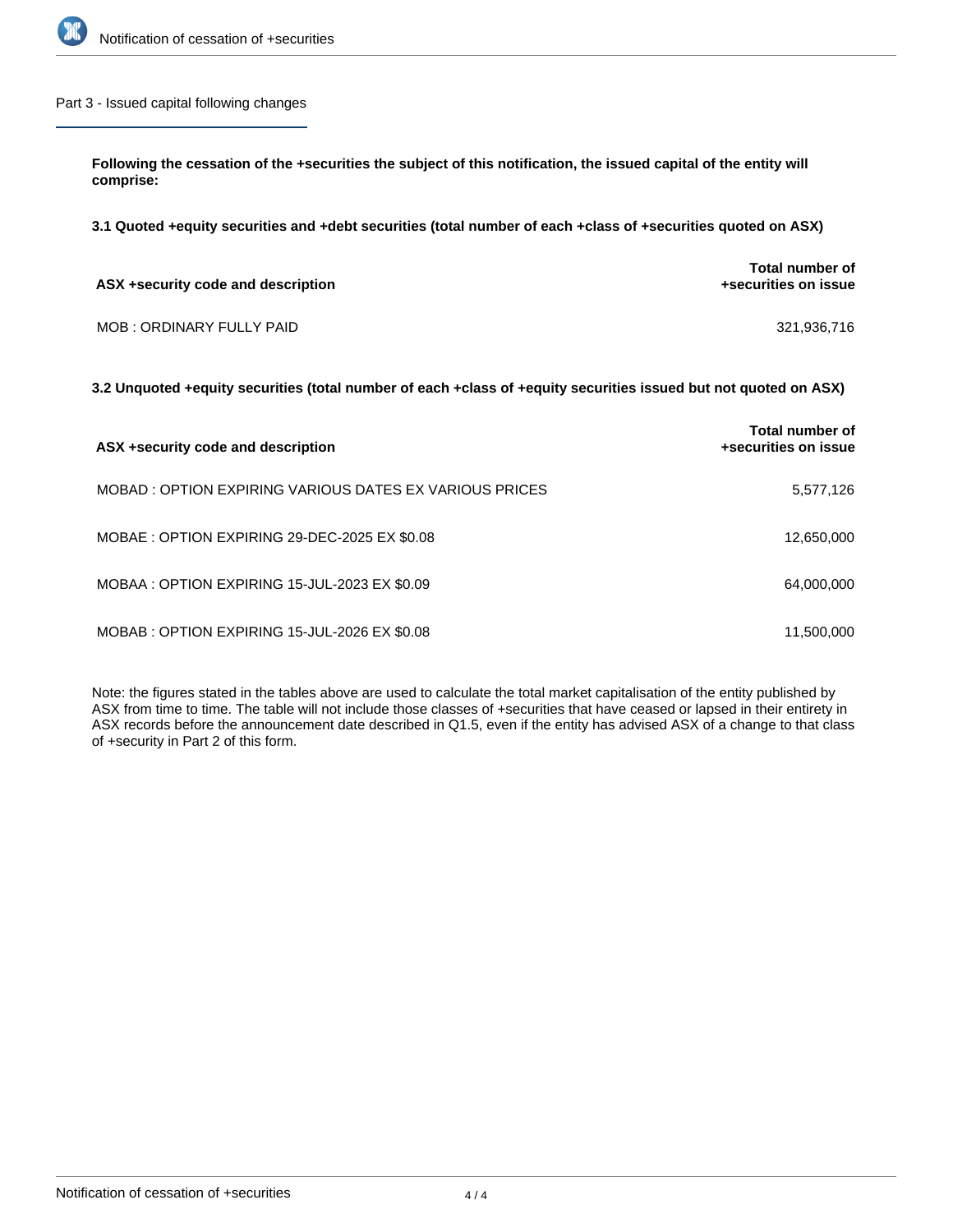## Part 3 - Issued capital following changes

**Following the cessation of the +securities the subject of this notification, the issued capital of the entity will comprise:**

**3.1 Quoted +equity securities and +debt securities (total number of each +class of +securities quoted on ASX)**

| ASX +security code and description | Total number of +securities on issue |
|---|---|
| MOB : ORDINARY FULLY PAID | 321,936,716 |

**3.2 Unquoted +equity securities (total number of each +class of +equity securities issued but not quoted on ASX)**

| ASX +security code and description | Total number of +securities on issue |
|---|---|
| MOBAD : OPTION EXPIRING VARIOUS DATES EX VARIOUS PRICES | 5,577,126 |
| MOBAE : OPTION EXPIRING 29-DEC-2025 EX $0.08 | 12,650,000 |
| MOBAA : OPTION EXPIRING 15-JUL-2023 EX $0.09 | 64,000,000 |
| MOBAB : OPTION EXPIRING 15-JUL-2026 EX $0.08 | 11,500,000 |

Note: the figures stated in the tables above are used to calculate the total market capitalisation of the entity published by ASX from time to time. The table will not include those classes of +securities that have ceased or lapsed in their entirety in ASX records before the announcement date described in Q1.5, even if the entity has advised ASX of a change to that class of +security in Part 2 of this form.